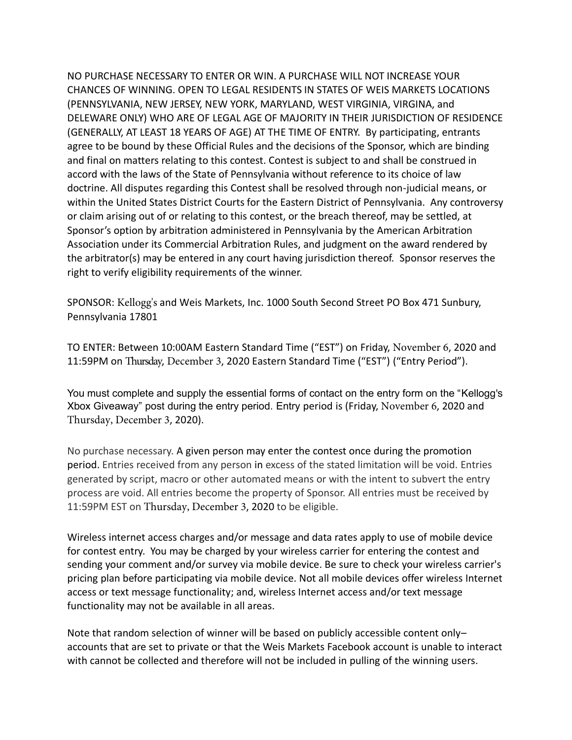NO PURCHASE NECESSARY TO ENTER OR WIN. A PURCHASE WILL NOT INCREASE YOUR CHANCES OF WINNING. OPEN TO LEGAL RESIDENTS IN STATES OF WEIS MARKETS LOCATIONS (PENNSYLVANIA, NEW JERSEY, NEW YORK, MARYLAND, WEST VIRGINIA, VIRGINA, and DELEWARE ONLY) WHO ARE OF LEGAL AGE OF MAJORITY IN THEIR JURISDICTION OF RESIDENCE (GENERALLY, AT LEAST 18 YEARS OF AGE) AT THE TIME OF ENTRY. By participating, entrants agree to be bound by these Official Rules and the decisions of the Sponsor, which are binding and final on matters relating to this contest. Contest is subject to and shall be construed in accord with the laws of the State of Pennsylvania without reference to its choice of law doctrine. All disputes regarding this Contest shall be resolved through non-judicial means, or within the United States District Courts for the Eastern District of Pennsylvania. Any controversy or claim arising out of or relating to this contest, or the breach thereof, may be settled, at Sponsor's option by arbitration administered in Pennsylvania by the American Arbitration Association under its Commercial Arbitration Rules, and judgment on the award rendered by the arbitrator(s) may be entered in any court having jurisdiction thereof. Sponsor reserves the right to verify eligibility requirements of the winner.

SPONSOR: Kellogg's and Weis Markets, Inc. 1000 South Second Street PO Box 471 Sunbury, Pennsylvania 17801

TO ENTER: Between 10:00AM Eastern Standard Time ("EST") on Friday, November 6, 2020 and 11:59PM on Thursday, December 3, 2020 Eastern Standard Time ("EST") ("Entry Period").

You must complete and supply the essential forms of contact on the entry form on the "Kellogg's Xbox Giveaway" post during the entry period. Entry period is (Friday, November 6, 2020 and Thursday, December 3, 2020).

No purchase necessary. A given person may enter the contest once during the promotion period. Entries received from any person in excess of the stated limitation will be void. Entries generated by script, macro or other automated means or with the intent to subvert the entry process are void. All entries become the property of Sponsor. All entries must be received by 11:59PM EST on Thursday, December 3, 2020 to be eligible.

Wireless internet access charges and/or message and data rates apply to use of mobile device for contest entry. You may be charged by your wireless carrier for entering the contest and sending your comment and/or survey via mobile device. Be sure to check your wireless carrier's pricing plan before participating via mobile device. Not all mobile devices offer wireless Internet access or text message functionality; and, wireless Internet access and/or text message functionality may not be available in all areas.

Note that random selection of winner will be based on publicly accessible content only– accounts that are set to private or that the Weis Markets Facebook account is unable to interact with cannot be collected and therefore will not be included in pulling of the winning users.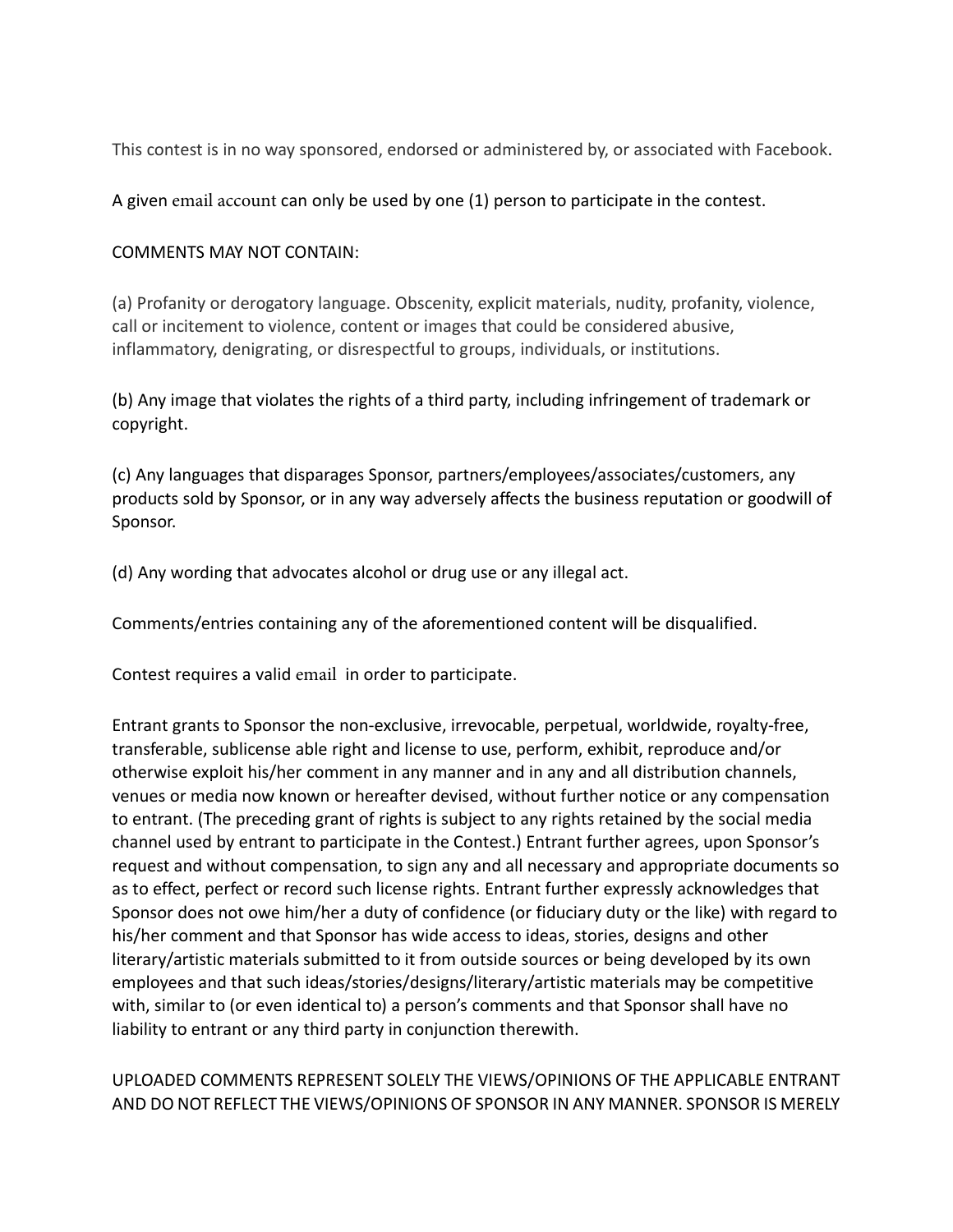This contest is in no way sponsored, endorsed or administered by, or associated with Facebook.

A given email account can only be used by one (1) person to participate in the contest.

COMMENTS MAY NOT CONTAIN:

(a) Profanity or derogatory language. Obscenity, explicit materials, nudity, profanity, violence, call or incitement to violence, content or images that could be considered abusive, inflammatory, denigrating, or disrespectful to groups, individuals, or institutions.

(b) Any image that violates the rights of a third party, including infringement of trademark or copyright.

(c) Any languages that disparages Sponsor, partners/employees/associates/customers, any products sold by Sponsor, or in any way adversely affects the business reputation or goodwill of Sponsor.

(d) Any wording that advocates alcohol or drug use or any illegal act.

Comments/entries containing any of the aforementioned content will be disqualified.

Contest requires a valid email in order to participate.

Entrant grants to Sponsor the non-exclusive, irrevocable, perpetual, worldwide, royalty-free, transferable, sublicense able right and license to use, perform, exhibit, reproduce and/or otherwise exploit his/her comment in any manner and in any and all distribution channels, venues or media now known or hereafter devised, without further notice or any compensation to entrant. (The preceding grant of rights is subject to any rights retained by the social media channel used by entrant to participate in the Contest.) Entrant further agrees, upon Sponsor's request and without compensation, to sign any and all necessary and appropriate documents so as to effect, perfect or record such license rights. Entrant further expressly acknowledges that Sponsor does not owe him/her a duty of confidence (or fiduciary duty or the like) with regard to his/her comment and that Sponsor has wide access to ideas, stories, designs and other literary/artistic materials submitted to it from outside sources or being developed by its own employees and that such ideas/stories/designs/literary/artistic materials may be competitive with, similar to (or even identical to) a person's comments and that Sponsor shall have no liability to entrant or any third party in conjunction therewith.

UPLOADED COMMENTS REPRESENT SOLELY THE VIEWS/OPINIONS OF THE APPLICABLE ENTRANT AND DO NOT REFLECT THE VIEWS/OPINIONS OF SPONSOR IN ANY MANNER. SPONSOR IS MERELY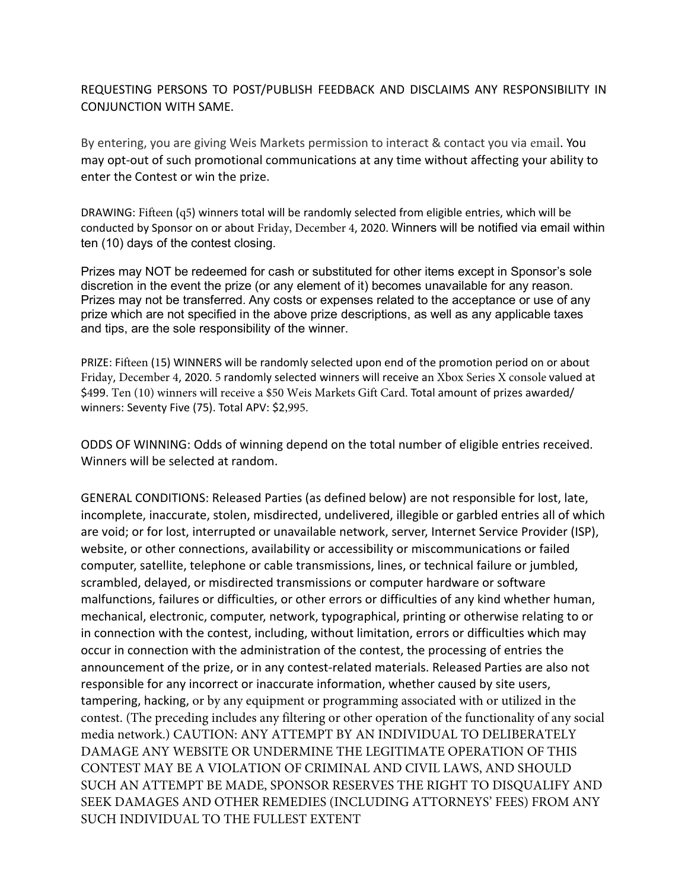REQUESTING PERSONS TO POST/PUBLISH FEEDBACK AND DISCLAIMS ANY RESPONSIBILITY IN CONJUNCTION WITH SAME.

By entering, you are giving Weis Markets permission to interact & contact you via email. You may opt-out of such promotional communications at any time without affecting your ability to enter the Contest or win the prize.

DRAWING: Fifteen (q5) winners total will be randomly selected from eligible entries, which will be conducted by Sponsor on or about Friday, December 4, 2020. Winners will be notified via email within ten (10) days of the contest closing.

Prizes may NOT be redeemed for cash or substituted for other items except in Sponsor's sole discretion in the event the prize (or any element of it) becomes unavailable for any reason. Prizes may not be transferred. Any costs or expenses related to the acceptance or use of any prize which are not specified in the above prize descriptions, as well as any applicable taxes and tips, are the sole responsibility of the winner.

PRIZE: Fifteen (15) WINNERS will be randomly selected upon end of the promotion period on or about Friday, December 4, 2020. 5 randomly selected winners will receive an Xbox Series X console valued at $499. Ten (10) winners will receive a $50 Weis Markets Gift Card. Total amount of prizes awarded/ winners: Seventy Five (75). Total APV: $2,995.

ODDS OF WINNING: Odds of winning depend on the total number of eligible entries received. Winners will be selected at random.

GENERAL CONDITIONS: Released Parties (as defined below) are not responsible for lost, late, incomplete, inaccurate, stolen, misdirected, undelivered, illegible or garbled entries all of which are void; or for lost, interrupted or unavailable network, server, Internet Service Provider (ISP), website, or other connections, availability or accessibility or miscommunications or failed computer, satellite, telephone or cable transmissions, lines, or technical failure or jumbled, scrambled, delayed, or misdirected transmissions or computer hardware or software malfunctions, failures or difficulties, or other errors or difficulties of any kind whether human, mechanical, electronic, computer, network, typographical, printing or otherwise relating to or in connection with the contest, including, without limitation, errors or difficulties which may occur in connection with the administration of the contest, the processing of entries the announcement of the prize, or in any contest-related materials. Released Parties are also not responsible for any incorrect or inaccurate information, whether caused by site users, tampering, hacking, or by any equipment or programming associated with or utilized in the contest. (The preceding includes any filtering or other operation of the functionality of any social media network.) CAUTION: ANY ATTEMPT BY AN INDIVIDUAL TO DELIBERATELY DAMAGE ANY WEBSITE OR UNDERMINE THE LEGITIMATE OPERATION OF THIS CONTEST MAY BE A VIOLATION OF CRIMINAL AND CIVIL LAWS, AND SHOULD SUCH AN ATTEMPT BE MADE, SPONSOR RESERVES THE RIGHT TO DISQUALIFY AND SEEK DAMAGES AND OTHER REMEDIES (INCLUDING ATTORNEYS' FEES) FROM ANY SUCH INDIVIDUAL TO THE FULLEST EXTENT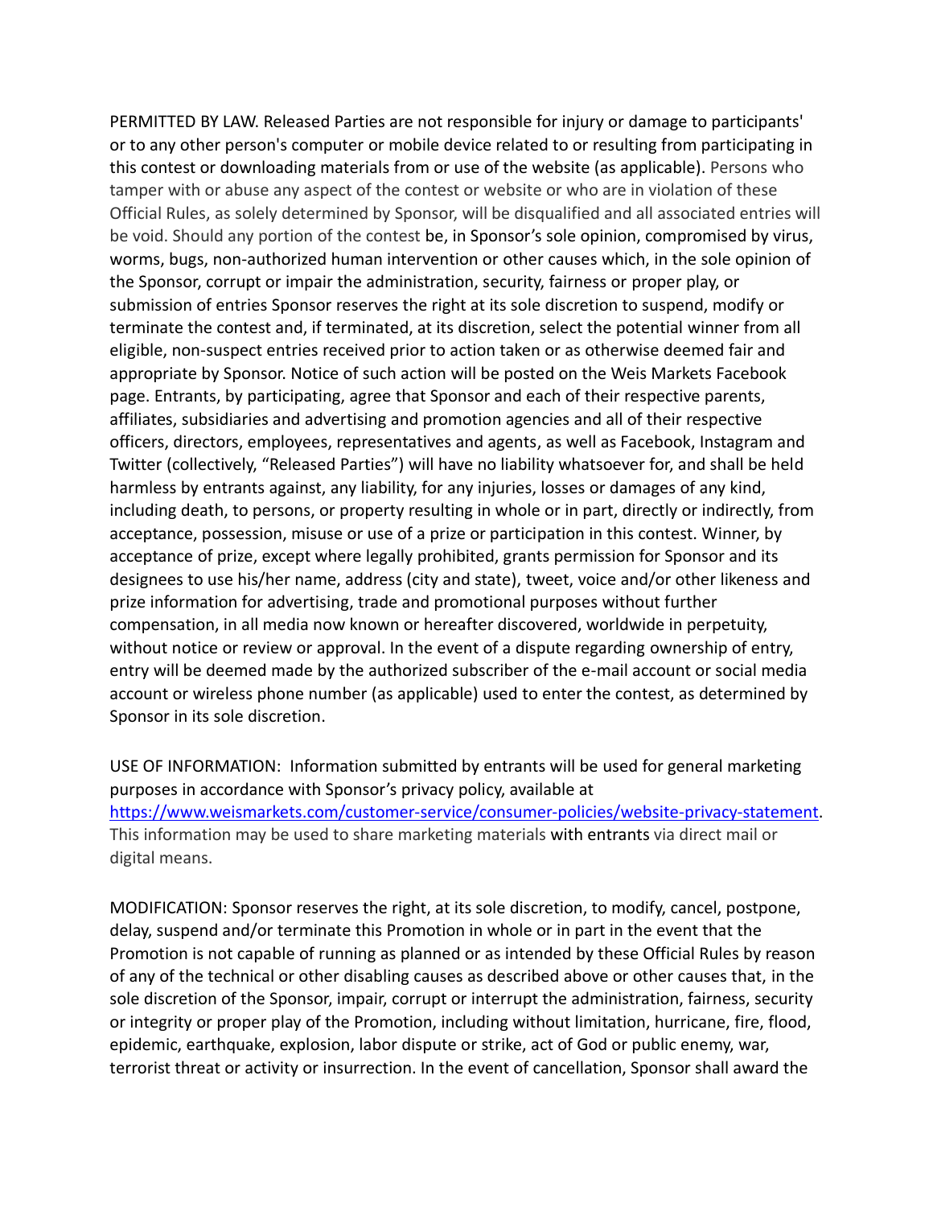PERMITTED BY LAW. Released Parties are not responsible for injury or damage to participants' or to any other person's computer or mobile device related to or resulting from participating in this contest or downloading materials from or use of the website (as applicable). Persons who tamper with or abuse any aspect of the contest or website or who are in violation of these Official Rules, as solely determined by Sponsor, will be disqualified and all associated entries will be void. Should any portion of the contest be, in Sponsor's sole opinion, compromised by virus, worms, bugs, non-authorized human intervention or other causes which, in the sole opinion of the Sponsor, corrupt or impair the administration, security, fairness or proper play, or submission of entries Sponsor reserves the right at its sole discretion to suspend, modify or terminate the contest and, if terminated, at its discretion, select the potential winner from all eligible, non-suspect entries received prior to action taken or as otherwise deemed fair and appropriate by Sponsor. Notice of such action will be posted on the Weis Markets Facebook page. Entrants, by participating, agree that Sponsor and each of their respective parents, affiliates, subsidiaries and advertising and promotion agencies and all of their respective officers, directors, employees, representatives and agents, as well as Facebook, Instagram and Twitter (collectively, "Released Parties") will have no liability whatsoever for, and shall be held harmless by entrants against, any liability, for any injuries, losses or damages of any kind, including death, to persons, or property resulting in whole or in part, directly or indirectly, from acceptance, possession, misuse or use of a prize or participation in this contest. Winner, by acceptance of prize, except where legally prohibited, grants permission for Sponsor and its designees to use his/her name, address (city and state), tweet, voice and/or other likeness and prize information for advertising, trade and promotional purposes without further compensation, in all media now known or hereafter discovered, worldwide in perpetuity, without notice or review or approval. In the event of a dispute regarding ownership of entry, entry will be deemed made by the authorized subscriber of the e-mail account or social media account or wireless phone number (as applicable) used to enter the contest, as determined by Sponsor in its sole discretion.

USE OF INFORMATION: Information submitted by entrants will be used for general marketing purposes in accordance with Sponsor's privacy policy, available at https://www.weismarkets.com/customer-service/consumer-policies/website-privacy-statement. This information may be used to share marketing materials with entrants via direct mail or digital means.

MODIFICATION: Sponsor reserves the right, at its sole discretion, to modify, cancel, postpone, delay, suspend and/or terminate this Promotion in whole or in part in the event that the Promotion is not capable of running as planned or as intended by these Official Rules by reason of any of the technical or other disabling causes as described above or other causes that, in the sole discretion of the Sponsor, impair, corrupt or interrupt the administration, fairness, security or integrity or proper play of the Promotion, including without limitation, hurricane, fire, flood, epidemic, earthquake, explosion, labor dispute or strike, act of God or public enemy, war, terrorist threat or activity or insurrection. In the event of cancellation, Sponsor shall award the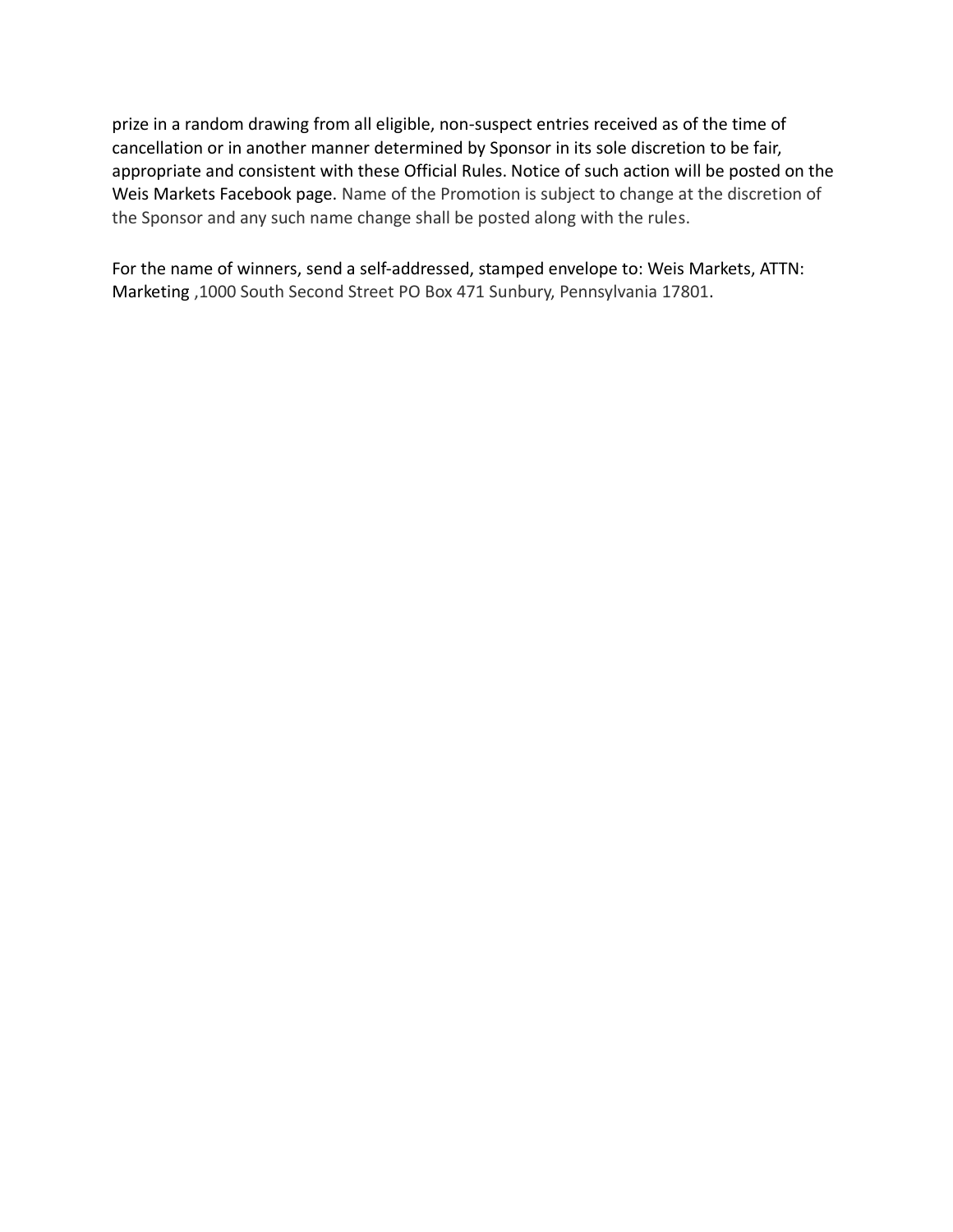prize in a random drawing from all eligible, non-suspect entries received as of the time of cancellation or in another manner determined by Sponsor in its sole discretion to be fair, appropriate and consistent with these Official Rules. Notice of such action will be posted on the Weis Markets Facebook page. Name of the Promotion is subject to change at the discretion of the Sponsor and any such name change shall be posted along with the rules.

For the name of winners, send a self-addressed, stamped envelope to: Weis Markets, ATTN: Marketing ,1000 South Second Street PO Box 471 Sunbury, Pennsylvania 17801.